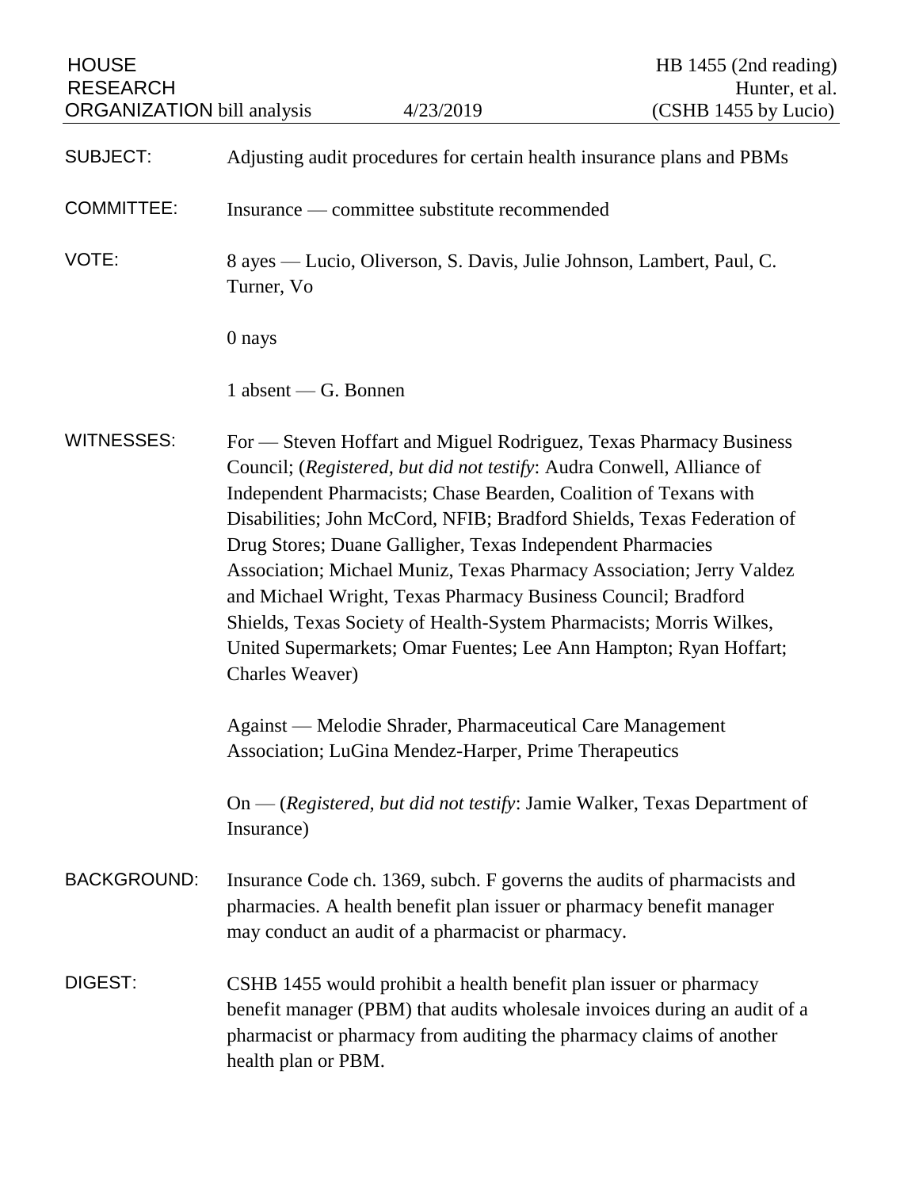HOUSE RESEARCH ORGANIZATION bill analysis | 4/23/2019 | HB 1455 (2nd reading) Hunter, et al. (CSHB 1455 by Lucio)

**SUBJECT:** Adjusting audit procedures for certain health insurance plans and PBMs

**COMMITTEE:** Insurance — committee substitute recommended

**VOTE:** 8 ayes — Lucio, Oliverson, S. Davis, Julie Johnson, Lambert, Paul, C. Turner, Vo

0 nays

1 absent — G. Bonnen

**WITNESSES:** For — Steven Hoffart and Miguel Rodriguez, Texas Pharmacy Business Council; (*Registered, but did not testify*: Audra Conwell, Alliance of Independent Pharmacists; Chase Bearden, Coalition of Texans with Disabilities; John McCord, NFIB; Bradford Shields, Texas Federation of Drug Stores; Duane Galligher, Texas Independent Pharmacies Association; Michael Muniz, Texas Pharmacy Association; Jerry Valdez and Michael Wright, Texas Pharmacy Business Council; Bradford Shields, Texas Society of Health-System Pharmacists; Morris Wilkes, United Supermarkets; Omar Fuentes; Lee Ann Hampton; Ryan Hoffart; Charles Weaver)

Against — Melodie Shrader, Pharmaceutical Care Management Association; LuGina Mendez-Harper, Prime Therapeutics

On — (*Registered, but did not testify*: Jamie Walker, Texas Department of Insurance)

**BACKGROUND:** Insurance Code ch. 1369, subch. F governs the audits of pharmacists and pharmacies. A health benefit plan issuer or pharmacy benefit manager may conduct an audit of a pharmacist or pharmacy.

**DIGEST:** CSHB 1455 would prohibit a health benefit plan issuer or pharmacy benefit manager (PBM) that audits wholesale invoices during an audit of a pharmacist or pharmacy from auditing the pharmacy claims of another health plan or PBM.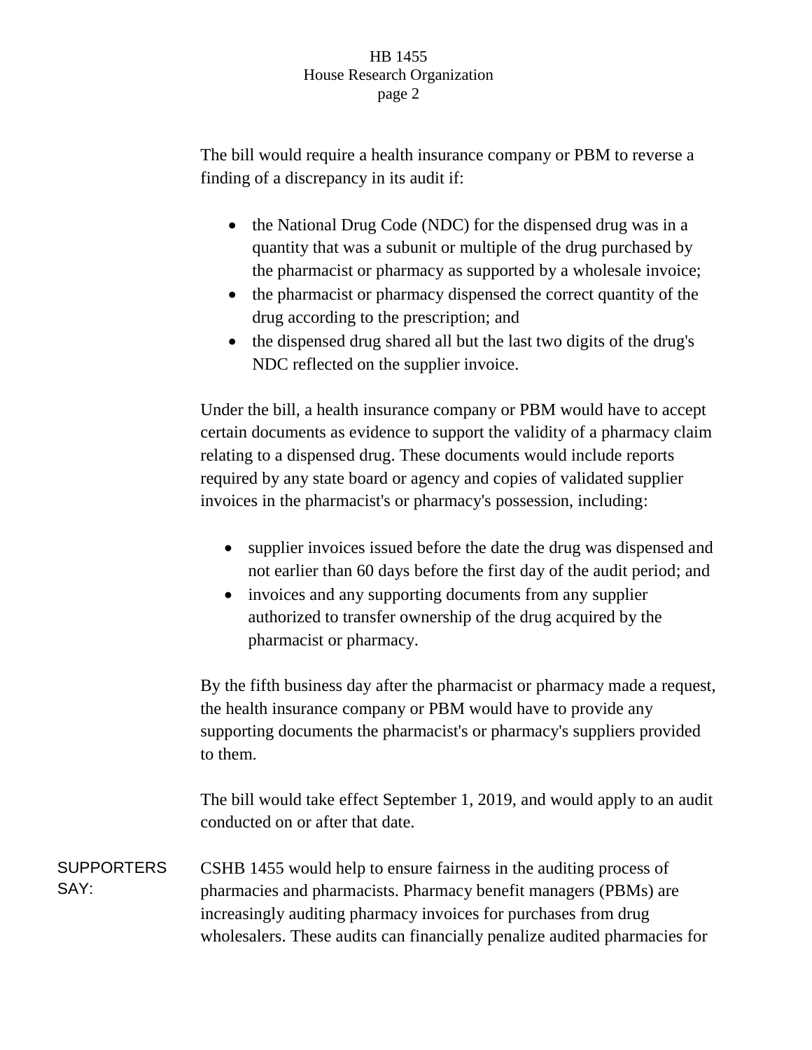The bill would require a health insurance company or PBM to reverse a finding of a discrepancy in its audit if:

- the National Drug Code (NDC) for the dispensed drug was in a quantity that was a subunit or multiple of the drug purchased by the pharmacist or pharmacy as supported by a wholesale invoice;
- the pharmacist or pharmacy dispensed the correct quantity of the drug according to the prescription; and
- the dispensed drug shared all but the last two digits of the drug's NDC reflected on the supplier invoice.

Under the bill, a health insurance company or PBM would have to accept certain documents as evidence to support the validity of a pharmacy claim relating to a dispensed drug. These documents would include reports required by any state board or agency and copies of validated supplier invoices in the pharmacist's or pharmacy's possession, including:

- supplier invoices issued before the date the drug was dispensed and not earlier than 60 days before the first day of the audit period; and
- invoices and any supporting documents from any supplier authorized to transfer ownership of the drug acquired by the pharmacist or pharmacy.

By the fifth business day after the pharmacist or pharmacy made a request, the health insurance company or PBM would have to provide any supporting documents the pharmacist's or pharmacy's suppliers provided to them.

The bill would take effect September 1, 2019, and would apply to an audit conducted on or after that date.

**SUPPORTERS SAY:**

CSHB 1455 would help to ensure fairness in the auditing process of pharmacies and pharmacists. Pharmacy benefit managers (PBMs) are increasingly auditing pharmacy invoices for purchases from drug wholesalers. These audits can financially penalize audited pharmacies for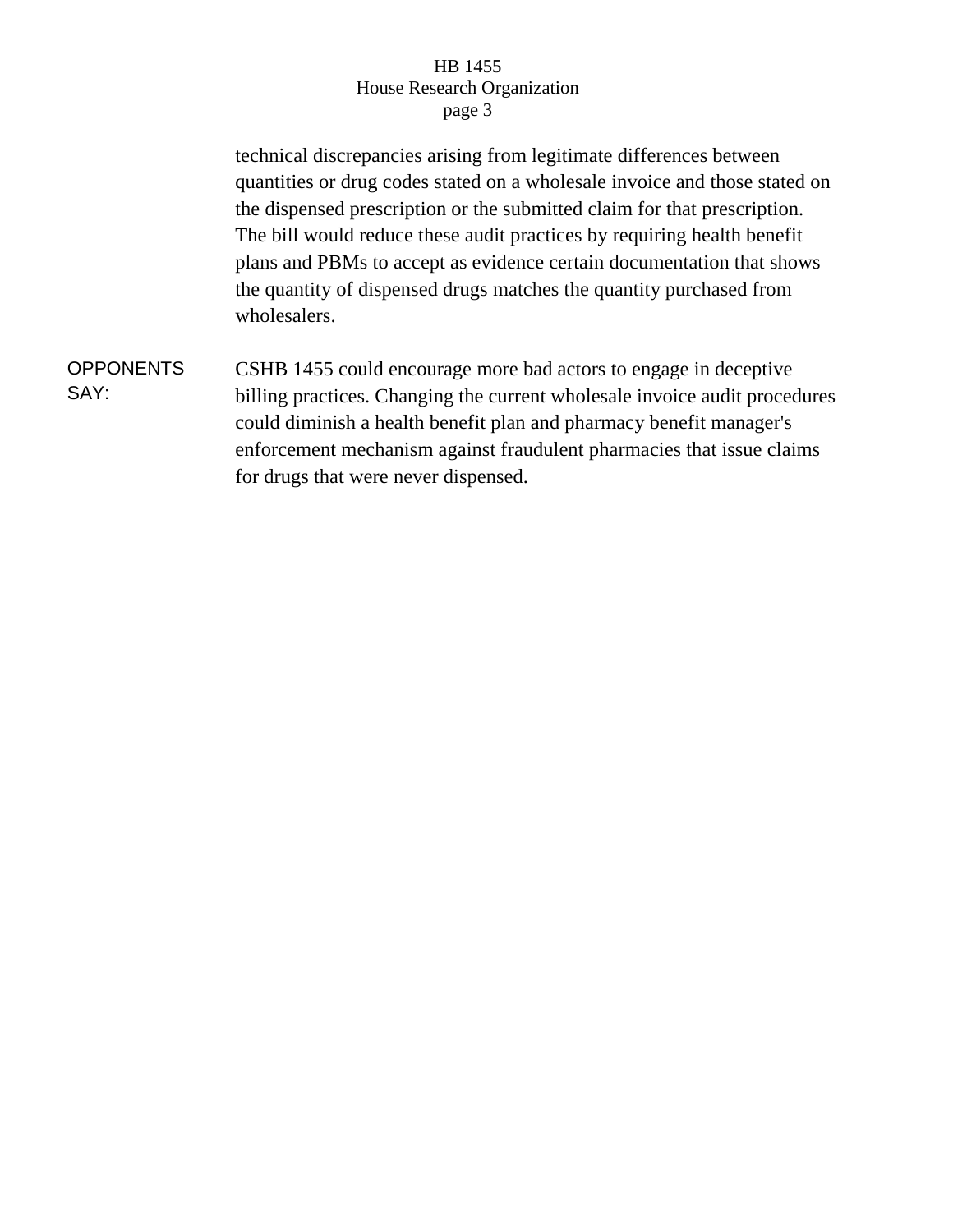technical discrepancies arising from legitimate differences between quantities or drug codes stated on a wholesale invoice and those stated on the dispensed prescription or the submitted claim for that prescription. The bill would reduce these audit practices by requiring health benefit plans and PBMs to accept as evidence certain documentation that shows the quantity of dispensed drugs matches the quantity purchased from wholesalers.

**OPPONENTS SAY:** CSHB 1455 could encourage more bad actors to engage in deceptive billing practices. Changing the current wholesale invoice audit procedures could diminish a health benefit plan and pharmacy benefit manager's enforcement mechanism against fraudulent pharmacies that issue claims for drugs that were never dispensed.